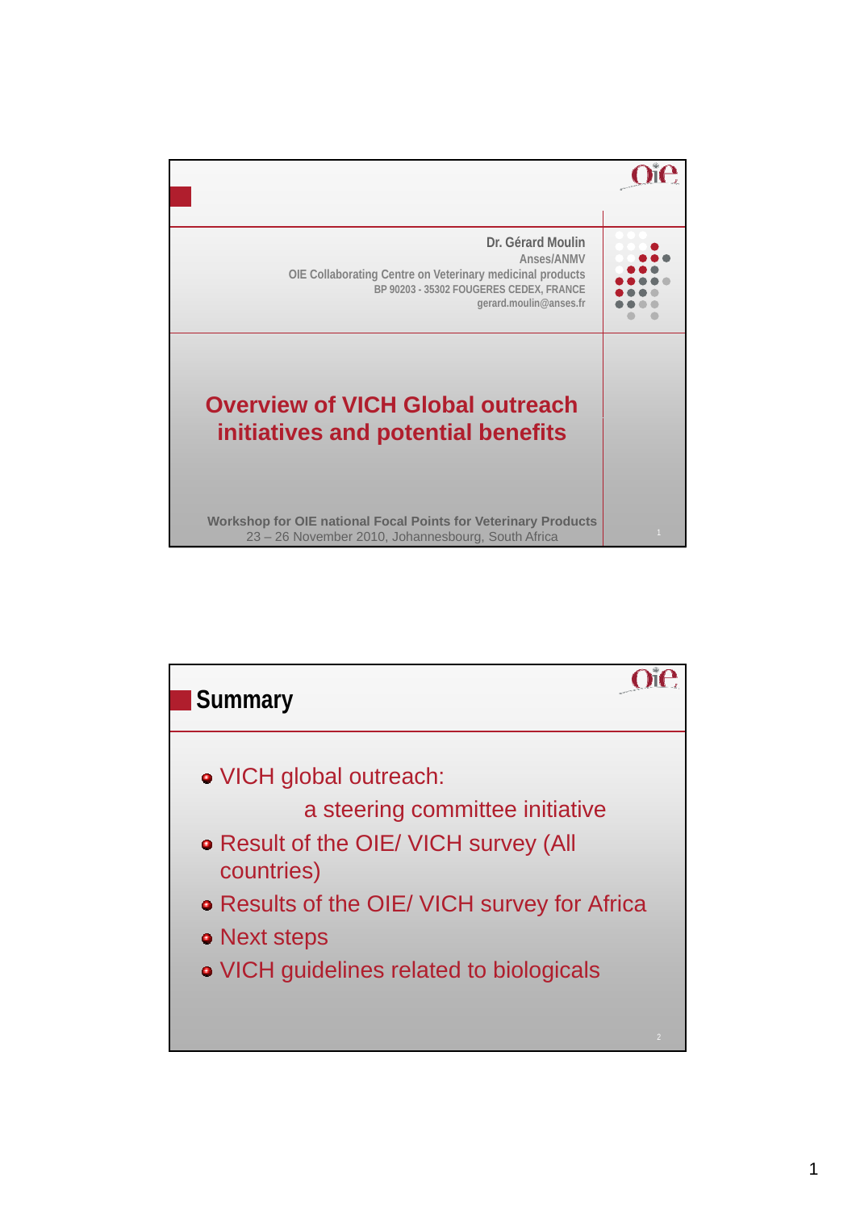Dr. Gérard Moulin
Anses/ANMV
OIE Collaborating Centre on Veterinary medicinal products
BP 90203 - 35302 FOUGERES CEDEX, FRANCE
gerard.moulin@anses.fr

# Overview of VICH Global outreach initiatives and potential benefits

**Workshop for OIE national Focal Points for Veterinary Products**
23 – 26 November 2010, Johannesbourg, South Africa

## Summary

- VICH global outreach:
  a steering committee initiative
- Result of the OIE/ VICH survey (All countries)
- Results of the OIE/ VICH survey for Africa
- Next steps
- VICH guidelines related to biologicals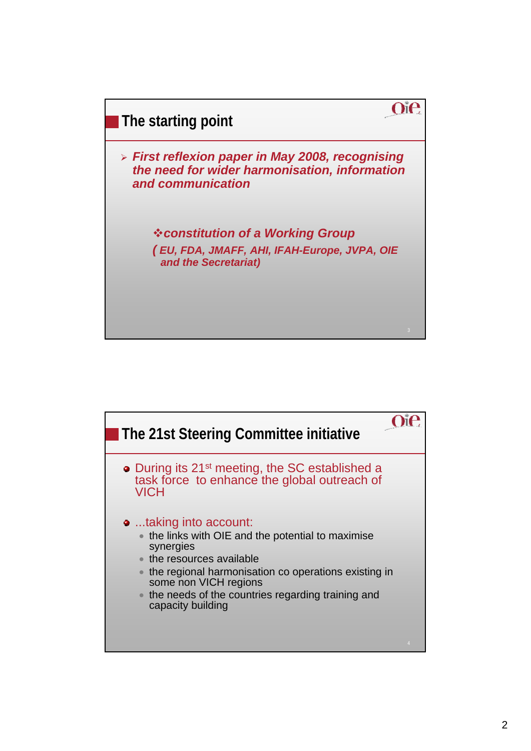## The starting point

- ***First reflexion paper in May 2008, recognising the need for wider harmonisation, information and communication***

  - ***constitution of a Working Group***

    ***( EU, FDA, JMAFF, AHI, IFAH-Europe, JVPA, OIE and the Secretariat)***

## The 21st Steering Committee initiative

- During its 21st meeting, the SC established a task force to enhance the global outreach of VICH
- ...taking into account:
  - the links with OIE and the potential to maximise synergies
  - the resources available
  - the regional harmonisation co operations existing in some non VICH regions
  - the needs of the countries regarding training and capacity building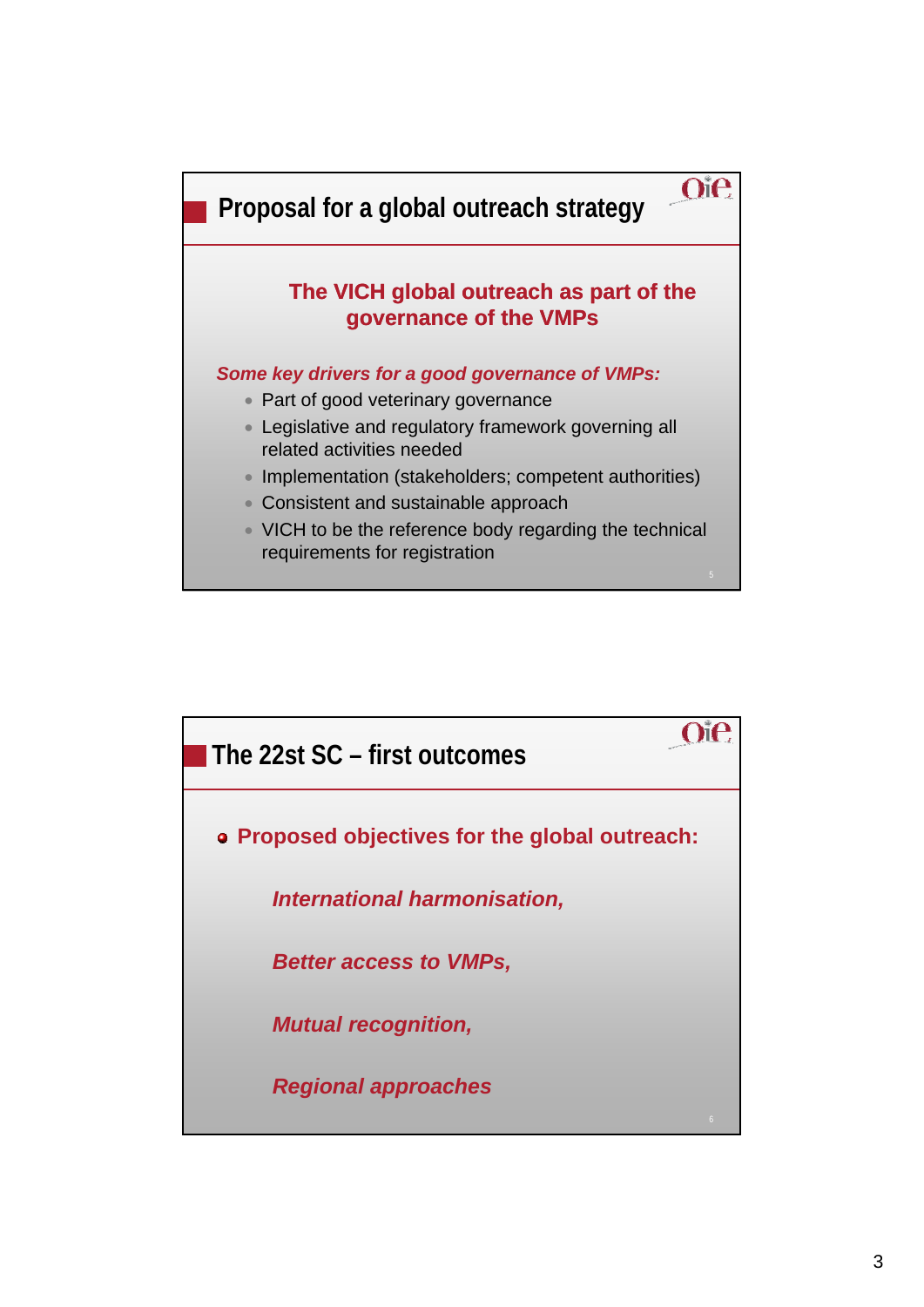## Proposal for a global outreach strategy

**The VICH global outreach as part of the governance of the VMPs**

***Some key drivers for a good governance of VMPs:***

- Part of good veterinary governance
- Legislative and regulatory framework governing all related activities needed
- Implementation (stakeholders; competent authorities)
- Consistent and sustainable approach
- VICH to be the reference body regarding the technical requirements for registration

## The 22st SC – first outcomes

- **Proposed objectives for the global outreach:**

  ***International harmonisation,***

  ***Better access to VMPs,***

  ***Mutual recognition,***

  ***Regional approaches***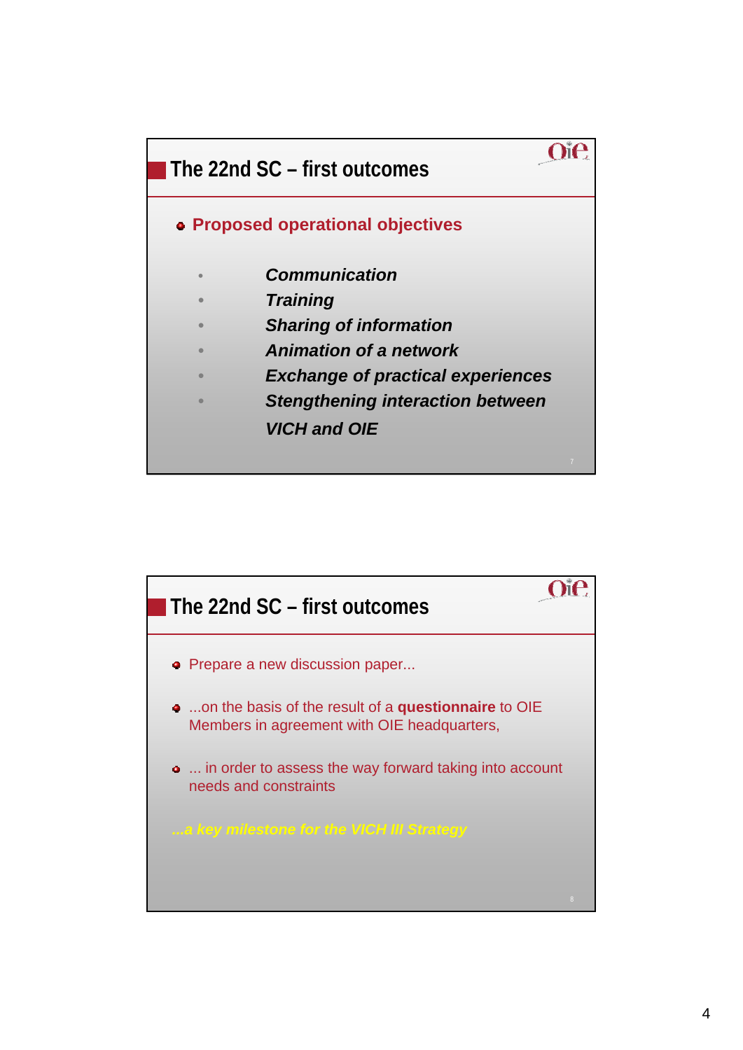## The 22nd SC – first outcomes

- **Proposed operational objectives**
  - *Communication*
  - *Training*
  - *Sharing of information*
  - *Animation of a network*
  - *Exchange of practical experiences*
  - *Stengthening interaction between VICH and OIE*

## The 22nd SC – first outcomes

- Prepare a new discussion paper...
- ...on the basis of the result of a **questionnaire** to OIE Members in agreement with OIE headquarters,
- ... in order to assess the way forward taking into account needs and constraints

***...a key milestone for the VICH III Strategy***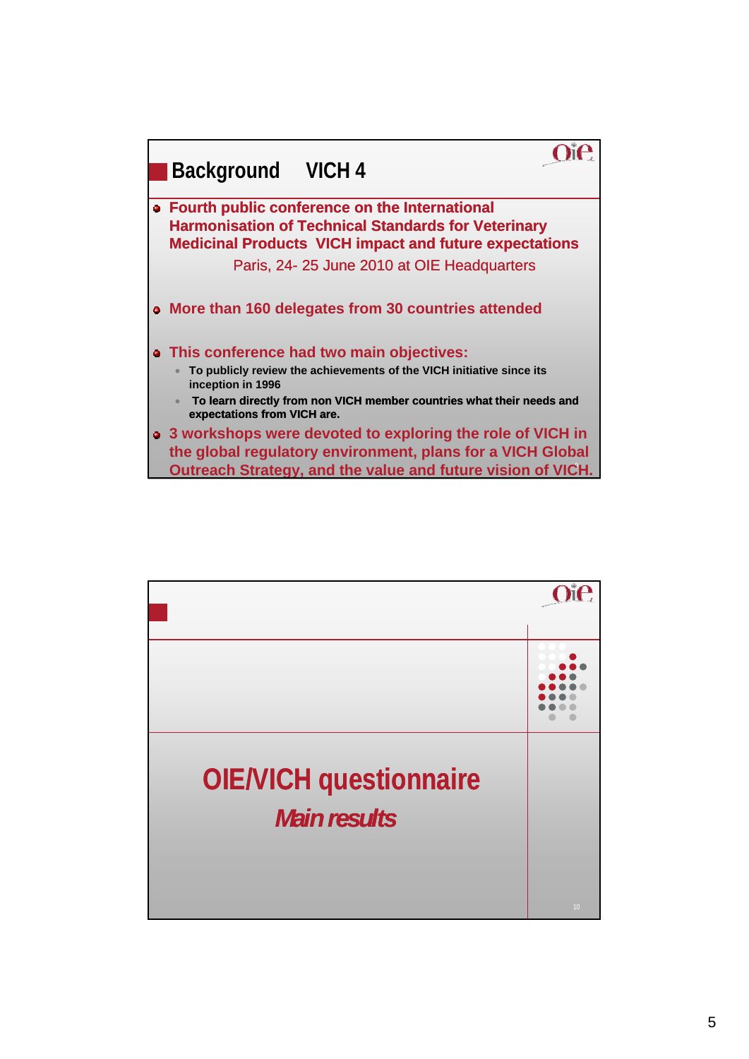## Background VICH 4

- **Fourth public conference on the International Harmonisation of Technical Standards for Veterinary Medicinal Products VICH impact and future expectations**

  Paris, 24- 25 June 2010 at OIE Headquarters

- **More than 160 delegates from 30 countries attended**

- **This conference had two main objectives:**
  - **To publicly review the achievements of the VICH initiative since its inception in 1996**
  - **To learn directly from non VICH member countries what their needs and expectations from VICH are.**

- **3 workshops were devoted to exploring the role of VICH in the global regulatory environment, plans for a VICH Global Outreach Strategy, and the value and future vision of VICH.**

## OIE/VICH questionnaire

***Main results***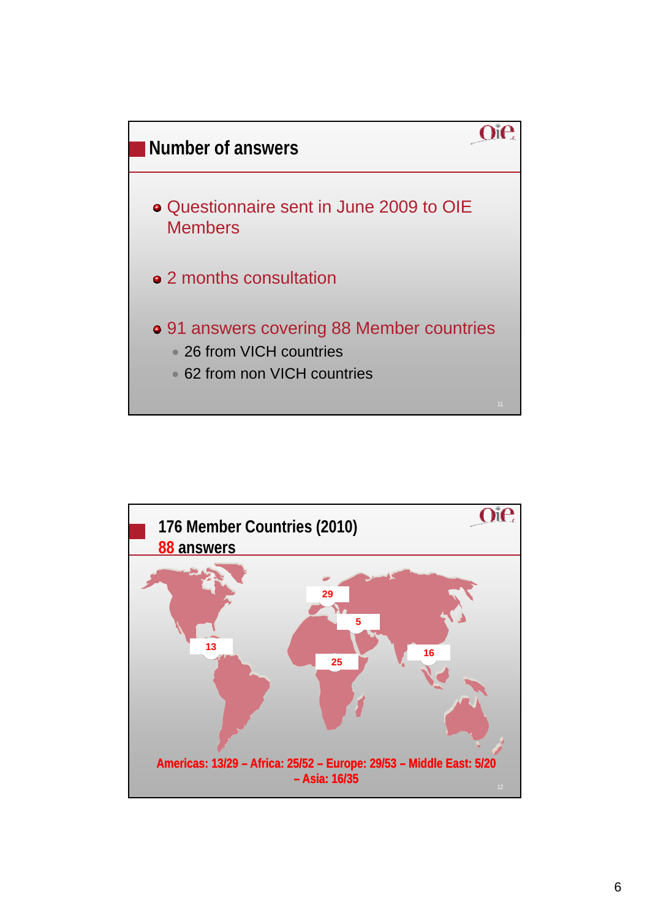## Number of answers

- Questionnaire sent in June 2009 to OIE Members
- 2 months consultation
- 91 answers covering 88 Member countries
  - 26 from VICH countries
  - 62 from non VICH countries

## 176 Member Countries (2010)

**88 answers**

29

5

13

25

16

**Americas: 13/29 – Africa: 25/52 – Europe: 29/53 – Middle East: 5/20 – Asia: 16/35**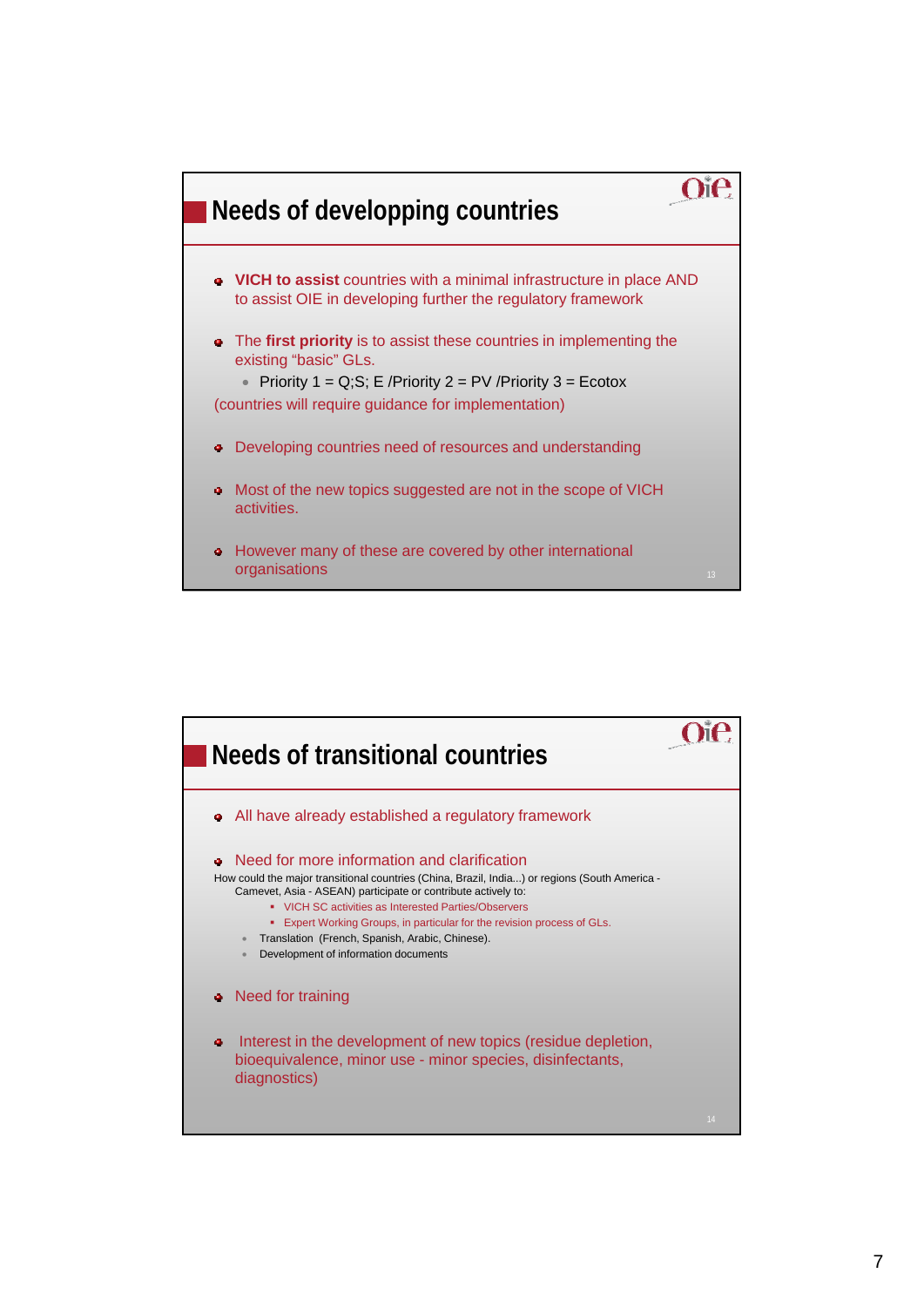## Needs of developping countries

- **VICH to assist** countries with a minimal infrastructure in place AND to assist OIE in developing further the regulatory framework
- The **first priority** is to assist these countries in implementing the existing “basic” GLs.
  - Priority 1 = Q;S; E /Priority 2 = PV /Priority 3 = Ecotox

(countries will require guidance for implementation)

- Developing countries need of resources and understanding
- Most of the new topics suggested are not in the scope of VICH activities.
- However many of these are covered by other international organisations

## Needs of transitional countries

- All have already established a regulatory framework
- Need for more information and clarification

How could the major transitional countries (China, Brazil, India...) or regions (South America - Camevet, Asia - ASEAN) participate or contribute actively to:

  - VICH SC activities as Interested Parties/Observers
  - Expert Working Groups, in particular for the revision process of GLs.
  - Translation (French, Spanish, Arabic, Chinese).
  - Development of information documents

- Need for training
- Interest in the development of new topics (residue depletion, bioequivalence, minor use - minor species, disinfectants, diagnostics)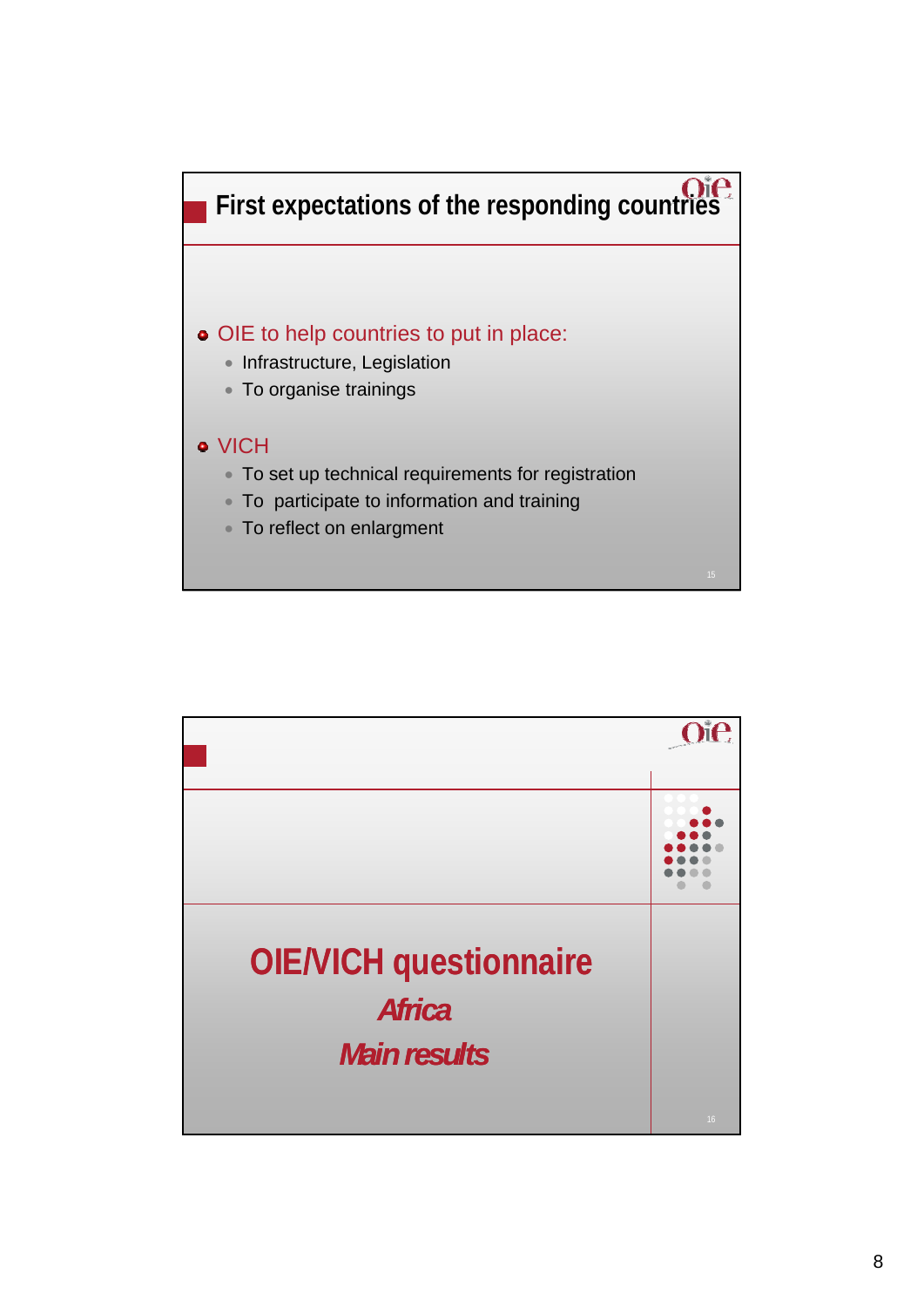## First expectations of the responding countries

- OIE to help countries to put in place:
  - Infrastructure, Legislation
  - To organise trainings
- VICH
  - To set up technical requirements for registration
  - To participate to information and training
  - To reflect on enlargment

# OIE/VICH questionnaire

***Africa***

***Main results***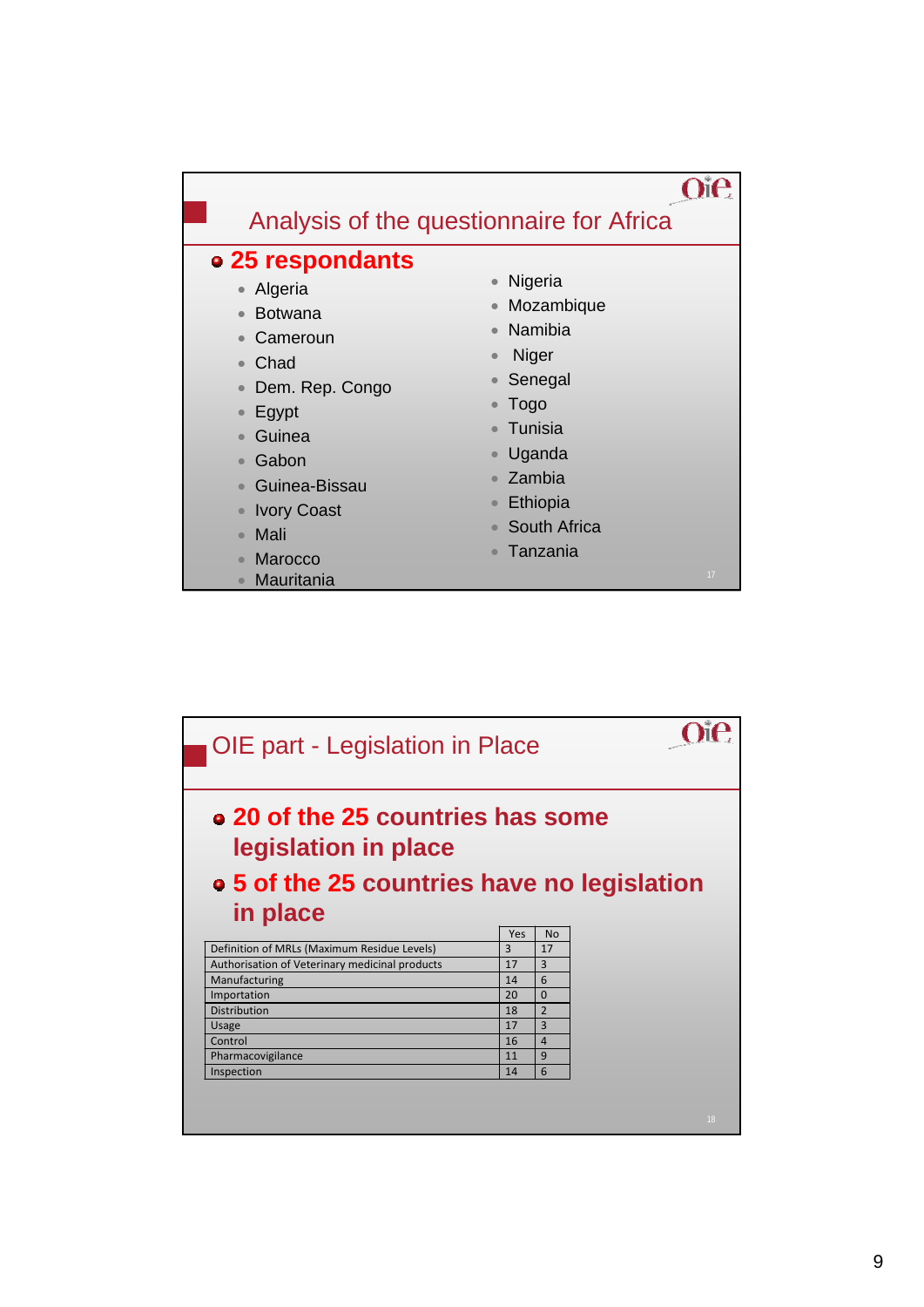## Analysis of the questionnaire for Africa

- **25 respondants**
  - Algeria
  - Botwana
  - Cameroun
  - Chad
  - Dem. Rep. Congo
  - Egypt
  - Guinea
  - Gabon
  - Guinea-Bissau
  - Ivory Coast
  - Mali
  - Marocco
  - Mauritania
  - Nigeria
  - Mozambique
  - Namibia
  - Niger
  - Senegal
  - Togo
  - Tunisia
  - Uganda
  - Zambia
  - Ethiopia
  - South Africa
  - Tanzania

## OIE part - Legislation in Place

- **20 of the 25 countries has some legislation in place**
- **5 of the 25 countries have no legislation in place**

| | Yes | No |
|---|---|---|
| Definition of MRLs (Maximum Residue Levels) | 3 | 17 |
| Authorisation of Veterinary medicinal products | 17 | 3 |
| Manufacturing | 14 | 6 |
| Importation | 20 | 0 |
| Distribution | 18 | 2 |
| Usage | 17 | 3 |
| Control | 16 | 4 |
| Pharmacovigilance | 11 | 9 |
| Inspection | 14 | 6 |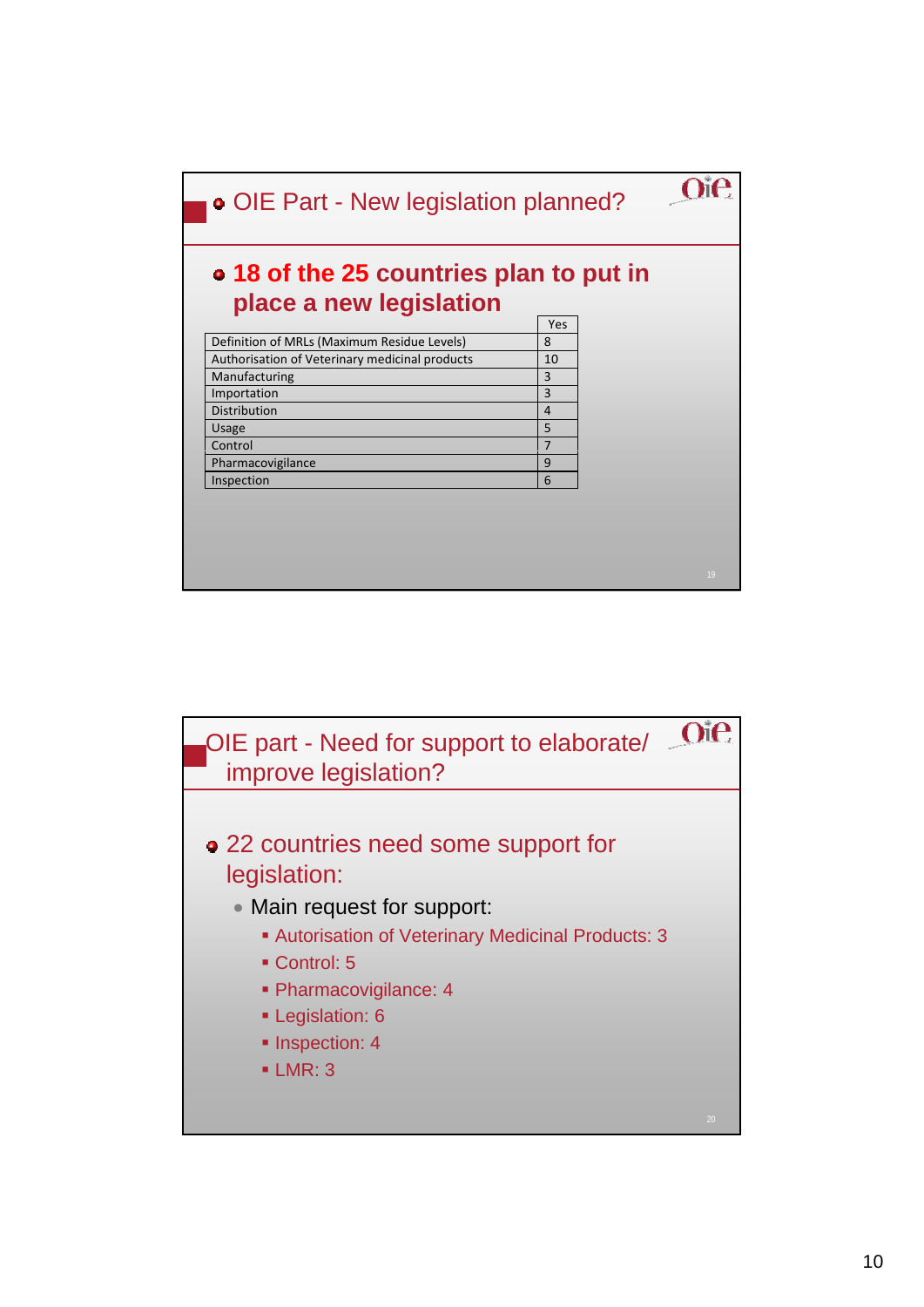## OIE Part - New legislation planned?

- **18 of the 25 countries plan to put in place a new legislation**

| | Yes |
|---|---|
| Definition of MRLs (Maximum Residue Levels) | 8 |
| Authorisation of Veterinary medicinal products | 10 |
| Manufacturing | 3 |
| Importation | 3 |
| Distribution | 4 |
| Usage | 5 |
| Control | 7 |
| Pharmacovigilance | 9 |
| Inspection | 6 |

## OIE part - Need for support to elaborate/ improve legislation?

- 22 countries need some support for legislation:
  - Main request for support:
    - Autorisation of Veterinary Medicinal Products: 3
    - Control: 5
    - Pharmacovigilance: 4
    - Legislation: 6
    - Inspection: 4
    - LMR: 3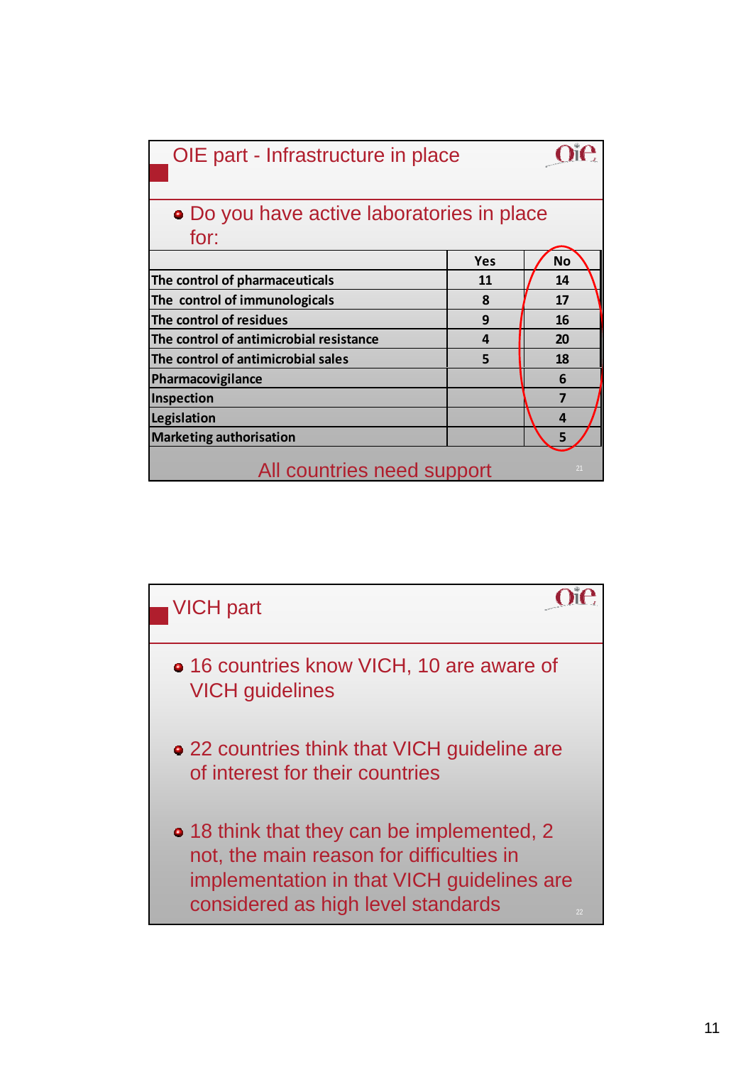## OIE part - Infrastructure in place

- Do you have active laboratories in place for:

| | Yes | No |
|---|---|---|
| The control of pharmaceuticals | 11 | 14 |
| The control of immunologicals | 8 | 17 |
| The control of residues | 9 | 16 |
| The control of antimicrobial resistance | 4 | 20 |
| The control of antimicrobial sales | 5 | 18 |
| Pharmacovigilance | | 6 |
| Inspection | | 7 |
| Legislation | | 4 |
| Marketing authorisation | | 5 |

All countries need support

## VICH part

- 16 countries know VICH, 10 are aware of VICH guidelines
- 22 countries think that VICH guideline are of interest for their countries
- 18 think that they can be implemented, 2 not, the main reason for difficulties in implementation in that VICH guidelines are considered as high level standards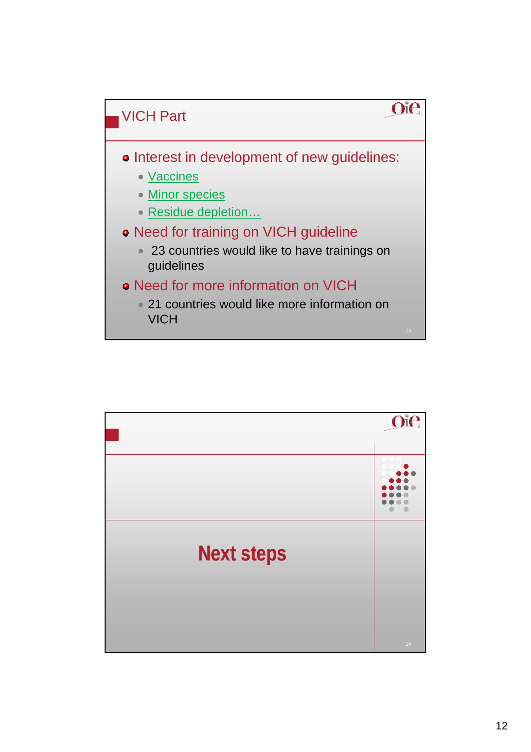## VICH Part

- Interest in development of new guidelines:
  - Vaccines
  - Minor species
  - Residue depletion…
- Need for training on VICH guideline
  - 23 countries would like to have trainings on guidelines
- Need for more information on VICH
  - 21 countries would like more information on VICH

## Next steps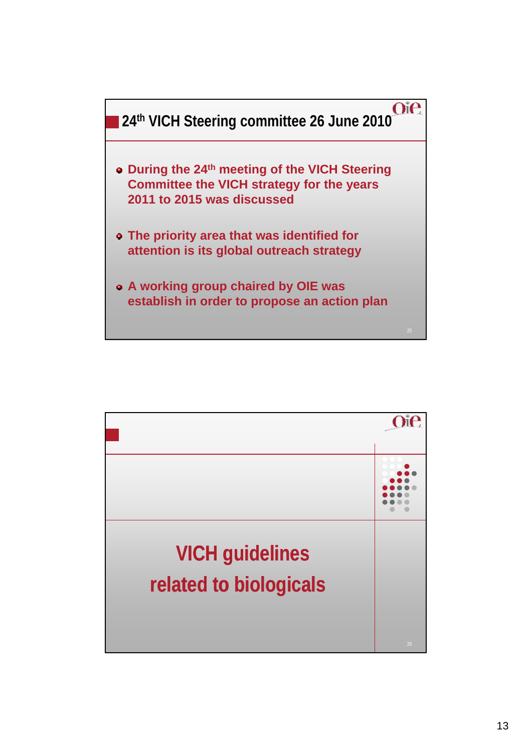## 24th VICH Steering committee 26 June 2010

- During the 24th meeting of the VICH Steering Committee the VICH strategy for the years 2011 to 2015 was discussed
- The priority area that was identified for attention is its global outreach strategy
- A working group chaired by OIE was establish in order to propose an action plan

## VICH guidelines related to biologicals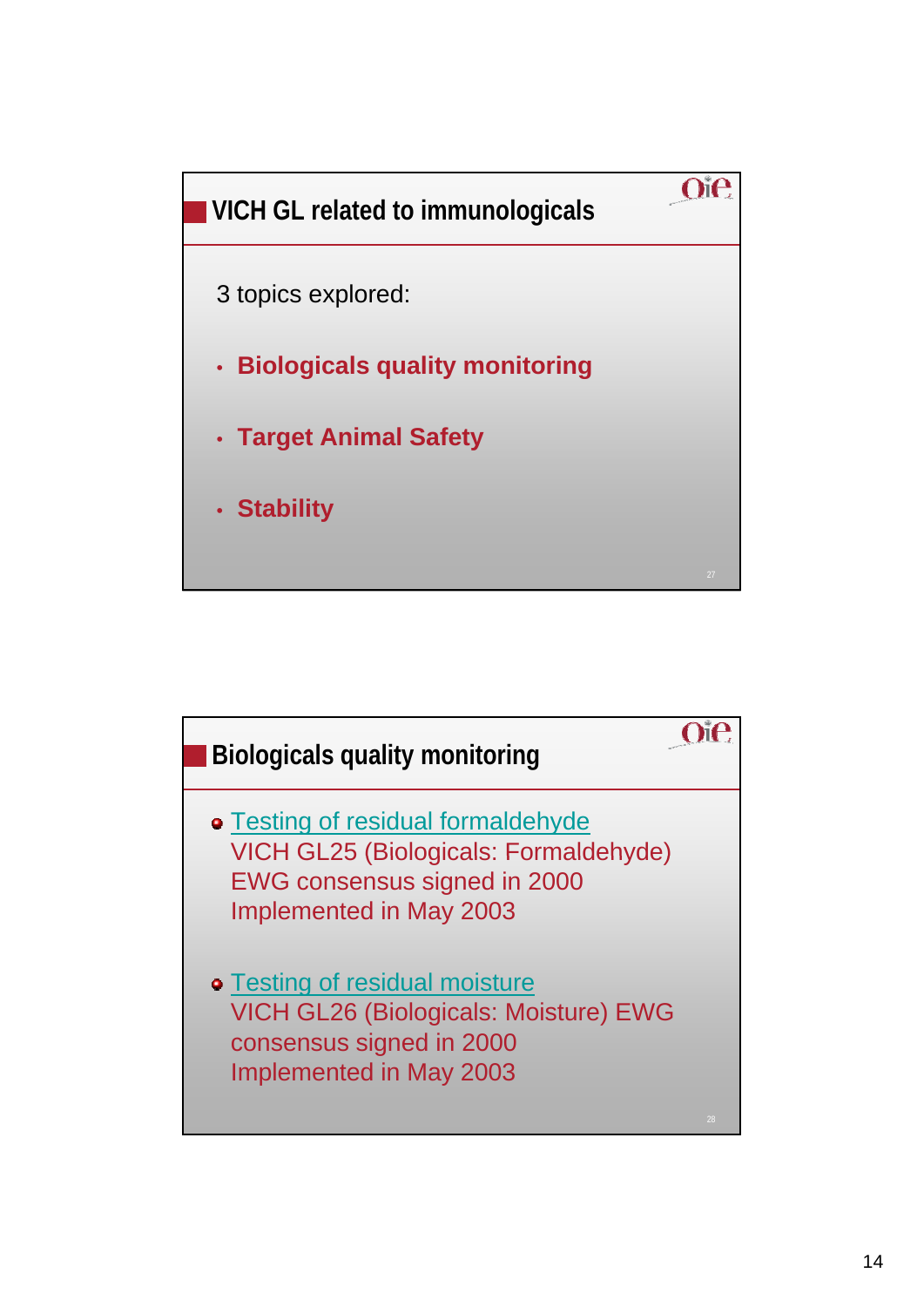## VICH GL related to immunologicals

3 topics explored:

- **Biologicals quality monitoring**
- **Target Animal Safety**
- **Stability**

## Biologicals quality monitoring

- Testing of residual formaldehyde
  VICH GL25 (Biologicals: Formaldehyde) EWG consensus signed in 2000
  Implemented in May 2003

- Testing of residual moisture
  VICH GL26 (Biologicals: Moisture) EWG consensus signed in 2000
  Implemented in May 2003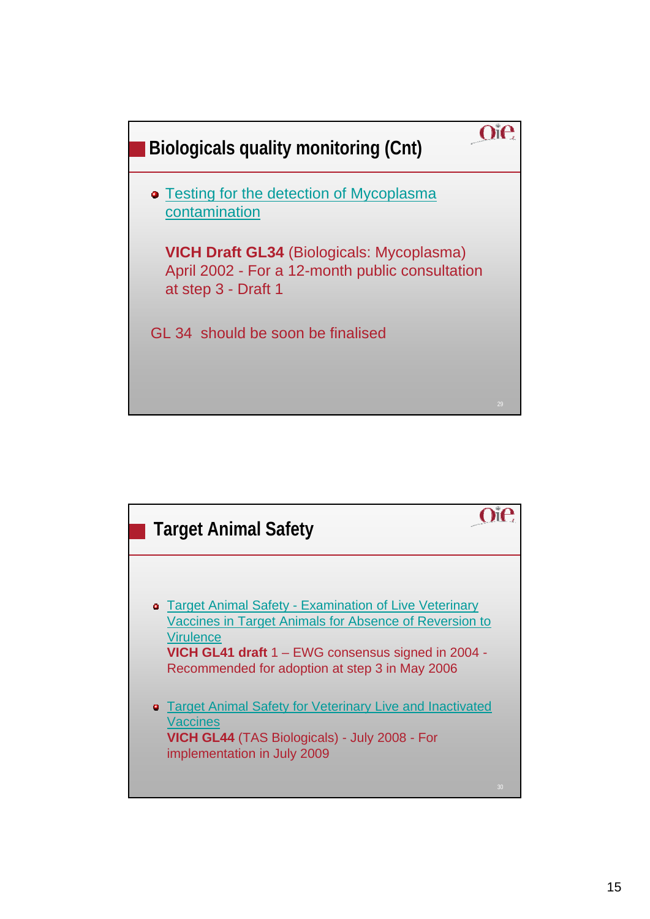## Biologicals quality monitoring (Cnt)

- Testing for the detection of Mycoplasma contamination

  **VICH Draft GL34** (Biologicals: Mycoplasma) April 2002 - For a 12-month public consultation at step 3 - Draft 1

GL 34 should be soon be finalised

## Target Animal Safety

- Target Animal Safety - Examination of Live Veterinary Vaccines in Target Animals for Absence of Reversion to Virulence
  **VICH GL41 draft** 1 – EWG consensus signed in 2004 - Recommended for adoption at step 3 in May 2006

- Target Animal Safety for Veterinary Live and Inactivated Vaccines
  **VICH GL44** (TAS Biologicals) - July 2008 - For implementation in July 2009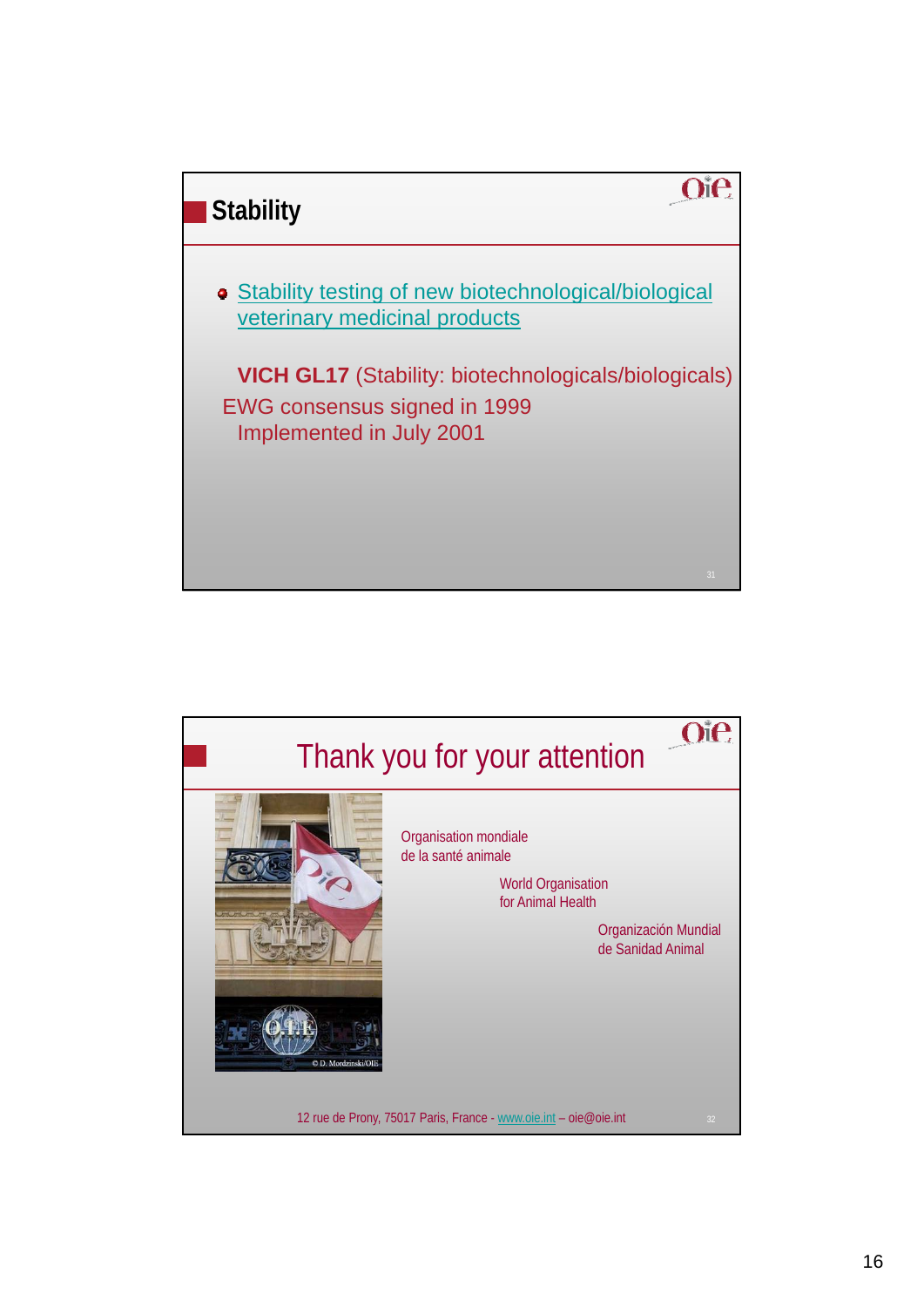## Stability

- Stability testing of new biotechnological/biological veterinary medicinal products

**VICH GL17** (Stability: biotechnologicals/biologicals)
EWG consensus signed in 1999
Implemented in July 2001

## Thank you for your attention

Organisation mondiale de la santé animale

World Organisation for Animal Health

Organización Mundial de Sanidad Animal

© D. Mordzinski/OIE

12 rue de Prony, 75017 Paris, France - www.oie.int – oie@oie.int